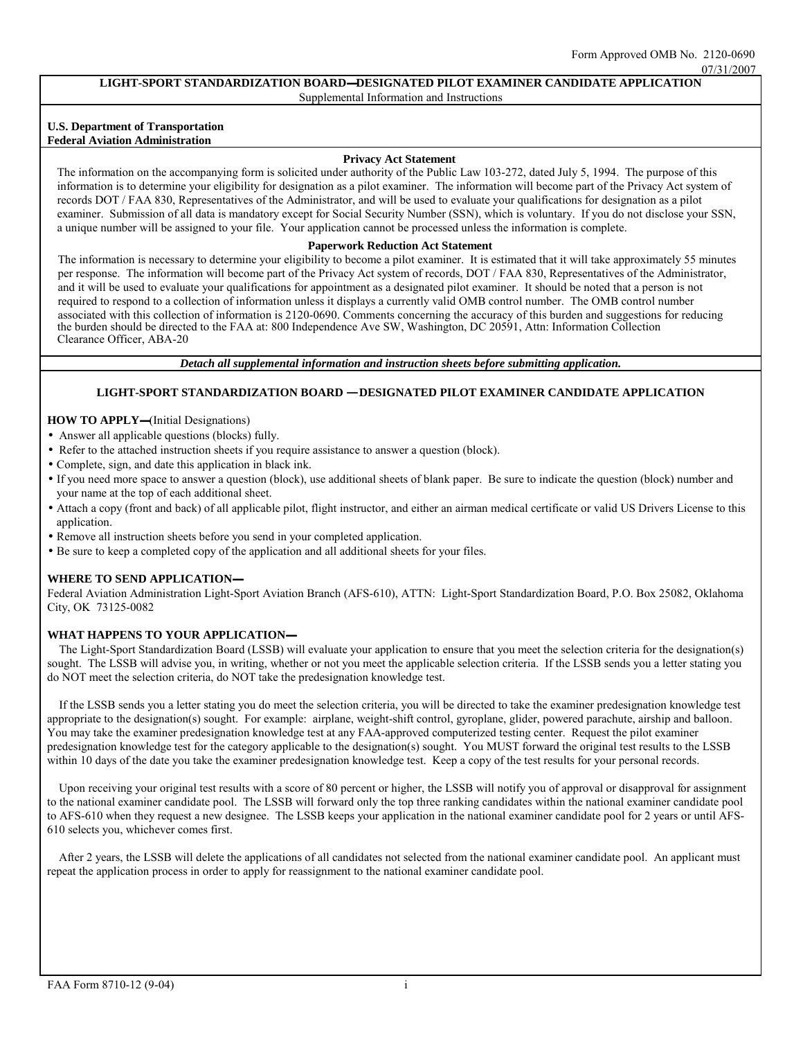Form Approved OMB No. 2120-0690
07/31/2007

## LIGHT-SPORT STANDARDIZATION BOARD—DESIGNATED PILOT EXAMINER CANDIDATE APPLICATION

Supplemental Information and Instructions

**U.S. Department of Transportation**
**Federal Aviation Administration**

### Privacy Act Statement

The information on the accompanying form is solicited under authority of the Public Law 103-272, dated July 5, 1994. The purpose of this information is to determine your eligibility for designation as a pilot examiner. The information will become part of the Privacy Act system of records DOT / FAA 830, Representatives of the Administrator, and will be used to evaluate your qualifications for designation as a pilot examiner. Submission of all data is mandatory except for Social Security Number (SSN), which is voluntary. If you do not disclose your SSN, a unique number will be assigned to your file. Your application cannot be processed unless the information is complete.

### Paperwork Reduction Act Statement

The information is necessary to determine your eligibility to become a pilot examiner. It is estimated that it will take approximately 55 minutes per response. The information will become part of the Privacy Act system of records, DOT / FAA 830, Representatives of the Administrator, and it will be used to evaluate your qualifications for appointment as a designated pilot examiner. It should be noted that a person is not required to respond to a collection of information unless it displays a currently valid OMB control number. The OMB control number associated with this collection of information is 2120-0690. Comments concerning the accuracy of this burden and suggestions for reducing the burden should be directed to the FAA at: 800 Independence Ave SW, Washington, DC 20591, Attn: Information Collection Clearance Officer, ABA-20

***Detach all supplemental information and instruction sheets before submitting application.***

## LIGHT-SPORT STANDARDIZATION BOARD —DESIGNATED PILOT EXAMINER CANDIDATE APPLICATION

**HOW TO APPLY—**(Initial Designations)

- Answer all applicable questions (blocks) fully.
- Refer to the attached instruction sheets if you require assistance to answer a question (block).
- Complete, sign, and date this application in black ink.
- If you need more space to answer a question (block), use additional sheets of blank paper. Be sure to indicate the question (block) number and your name at the top of each additional sheet.
- Attach a copy (front and back) of all applicable pilot, flight instructor, and either an airman medical certificate or valid US Drivers License to this application.
- Remove all instruction sheets before you send in your completed application.
- Be sure to keep a completed copy of the application and all additional sheets for your files.

**WHERE TO SEND APPLICATION—**

Federal Aviation Administration Light-Sport Aviation Branch (AFS-610), ATTN: Light-Sport Standardization Board, P.O. Box 25082, Oklahoma City, OK 73125-0082

**WHAT HAPPENS TO YOUR APPLICATION—**

The Light-Sport Standardization Board (LSSB) will evaluate your application to ensure that you meet the selection criteria for the designation(s) sought. The LSSB will advise you, in writing, whether or not you meet the applicable selection criteria. If the LSSB sends you a letter stating you do NOT meet the selection criteria, do NOT take the predesignation knowledge test.

If the LSSB sends you a letter stating you do meet the selection criteria, you will be directed to take the examiner predesignation knowledge test appropriate to the designation(s) sought. For example: airplane, weight-shift control, gyroplane, glider, powered parachute, airship and balloon. You may take the examiner predesignation knowledge test at any FAA-approved computerized testing center. Request the pilot examiner predesignation knowledge test for the category applicable to the designation(s) sought. You MUST forward the original test results to the LSSB within 10 days of the date you take the examiner predesignation knowledge test. Keep a copy of the test results for your personal records.

Upon receiving your original test results with a score of 80 percent or higher, the LSSB will notify you of approval or disapproval for assignment to the national examiner candidate pool. The LSSB will forward only the top three ranking candidates within the national examiner candidate pool to AFS-610 when they request a new designee. The LSSB keeps your application in the national examiner candidate pool for 2 years or until AFS-610 selects you, whichever comes first.

After 2 years, the LSSB will delete the applications of all candidates not selected from the national examiner candidate pool. An applicant must repeat the application process in order to apply for reassignment to the national examiner candidate pool.

FAA Form 8710-12 (9-04)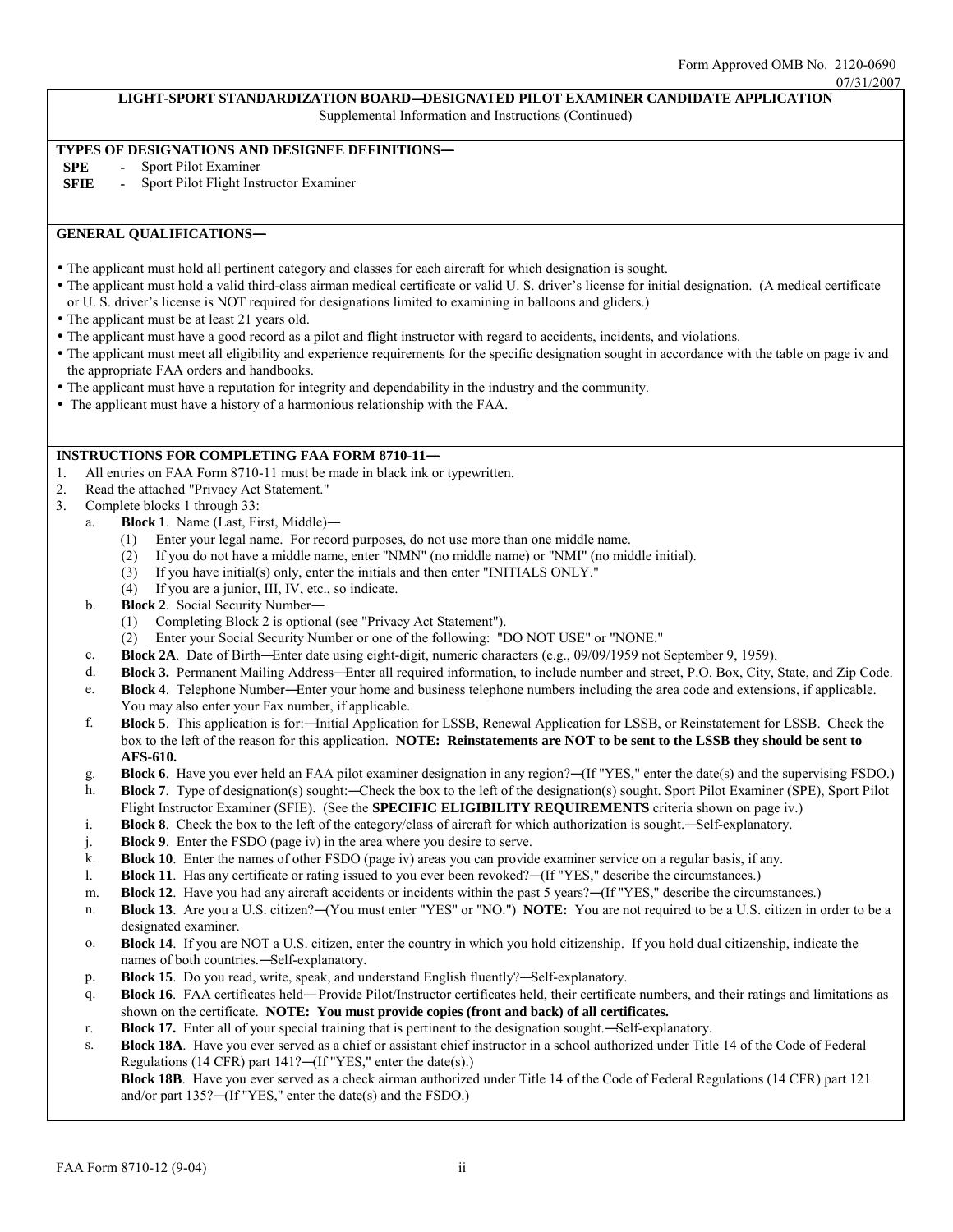Form Approved OMB No. 2120-0690
07/31/2007

## LIGHT-SPORT STANDARDIZATION BOARD—DESIGNATED PILOT EXAMINER CANDIDATE APPLICATION

Supplemental Information and Instructions (Continued)

### TYPES OF DESIGNATIONS AND DESIGNEE DEFINITIONS—

**SPE** - Sport Pilot Examiner
**SFIE** - Sport Pilot Flight Instructor Examiner

### GENERAL QUALIFICATIONS—

- The applicant must hold all pertinent category and classes for each aircraft for which designation is sought.
- The applicant must hold a valid third-class airman medical certificate or valid U. S. driver's license for initial designation. (A medical certificate or U. S. driver's license is NOT required for designations limited to examining in balloons and gliders.)
- The applicant must be at least 21 years old.
- The applicant must have a good record as a pilot and flight instructor with regard to accidents, incidents, and violations.
- The applicant must meet all eligibility and experience requirements for the specific designation sought in accordance with the table on page iv and the appropriate FAA orders and handbooks.
- The applicant must have a reputation for integrity and dependability in the industry and the community.
- The applicant must have a history of a harmonious relationship with the FAA.

### INSTRUCTIONS FOR COMPLETING FAA FORM 8710-11—

1. All entries on FAA Form 8710-11 must be made in black ink or typewritten.
2. Read the attached "Privacy Act Statement."
3. Complete blocks 1 through 33:
   a. **Block 1**. Name (Last, First, Middle)—
      (1) Enter your legal name. For record purposes, do not use more than one middle name.
      (2) If you do not have a middle name, enter "NMN" (no middle name) or "NMI" (no middle initial).
      (3) If you have initial(s) only, enter the initials and then enter "INITIALS ONLY."
      (4) If you are a junior, III, IV, etc., so indicate.
   b. **Block 2**. Social Security Number—
      (1) Completing Block 2 is optional (see "Privacy Act Statement").
      (2) Enter your Social Security Number or one of the following: "DO NOT USE" or "NONE."
   c. **Block 2A**. Date of Birth—Enter date using eight-digit, numeric characters (e.g., 09/09/1959 not September 9, 1959).
   d. **Block 3.** Permanent Mailing Address—Enter all required information, to include number and street, P.O. Box, City, State, and Zip Code.
   e. **Block 4**. Telephone Number—Enter your home and business telephone numbers including the area code and extensions, if applicable. You may also enter your Fax number, if applicable.
   f. **Block 5**. This application is for:—Initial Application for LSSB, Renewal Application for LSSB, or Reinstatement for LSSB. Check the box to the left of the reason for this application. **NOTE: Reinstatements are NOT to be sent to the LSSB they should be sent to AFS-610.**
   g. **Block 6**. Have you ever held an FAA pilot examiner designation in any region?—(If "YES," enter the date(s) and the supervising FSDO.)
   h. **Block 7**. Type of designation(s) sought:—Check the box to the left of the designation(s) sought. Sport Pilot Examiner (SPE), Sport Pilot Flight Instructor Examiner (SFIE). (See the **SPECIFIC ELIGIBILITY REQUIREMENTS** criteria shown on page iv.)
   i. **Block 8**. Check the box to the left of the category/class of aircraft for which authorization is sought.—Self-explanatory.
   j. **Block 9**. Enter the FSDO (page iv) in the area where you desire to serve.
   k. **Block 10**. Enter the names of other FSDO (page iv) areas you can provide examiner service on a regular basis, if any.
   l. **Block 11**. Has any certificate or rating issued to you ever been revoked?—(If "YES," describe the circumstances.)
   m. **Block 12**. Have you had any aircraft accidents or incidents within the past 5 years?—(If "YES," describe the circumstances.)
   n. **Block 13**. Are you a U.S. citizen?—(You must enter "YES" or "NO.") **NOTE:** You are not required to be a U.S. citizen in order to be a designated examiner.
   o. **Block 14**. If you are NOT a U.S. citizen, enter the country in which you hold citizenship. If you hold dual citizenship, indicate the names of both countries.—Self-explanatory.
   p. **Block 15**. Do you read, write, speak, and understand English fluently?—Self-explanatory.
   q. **Block 16**. FAA certificates held—Provide Pilot/Instructor certificates held, their certificate numbers, and their ratings and limitations as shown on the certificate. **NOTE: You must provide copies (front and back) of all certificates.**
   r. **Block 17.** Enter all of your special training that is pertinent to the designation sought.—Self-explanatory.
   s. **Block 18A**. Have you ever served as a chief or assistant chief instructor in a school authorized under Title 14 of the Code of Federal Regulations (14 CFR) part 141?—(If "YES," enter the date(s).)
      **Block 18B**. Have you ever served as a check airman authorized under Title 14 of the Code of Federal Regulations (14 CFR) part 121 and/or part 135?—(If "YES," enter the date(s) and the FSDO.)

FAA Form 8710-12 (9-04)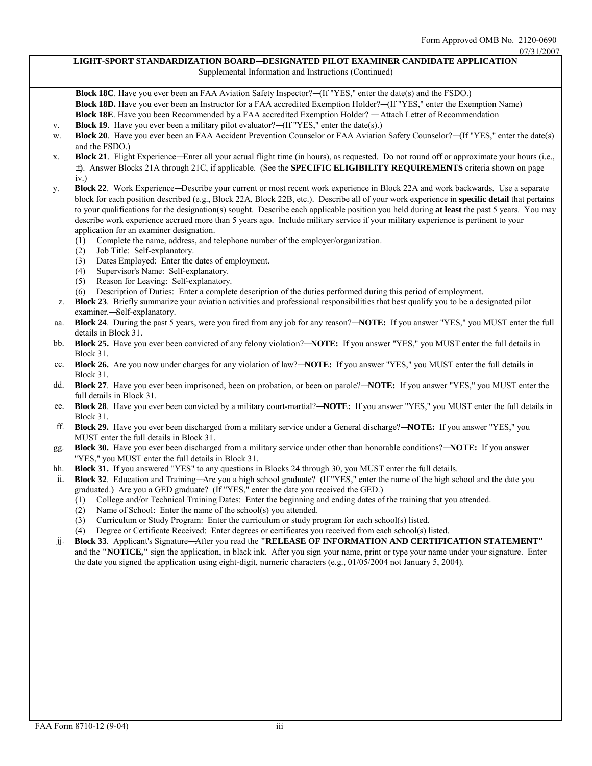Form Approved OMB No. 2120-0690
07/31/2007

## LIGHT-SPORT STANDARDIZATION BOARD—DESIGNATED PILOT EXAMINER CANDIDATE APPLICATION

Supplemental Information and Instructions (Continued)

**Block 18C**. Have you ever been an FAA Aviation Safety Inspector?—(If "YES," enter the date(s) and the FSDO.)

**Block 18D.** Have you ever been an Instructor for a FAA accredited Exemption Holder?—(If "YES," enter the Exemption Name)

**Block 18E**. Have you been Recommended by a FAA accredited Exemption Holder? —Attach Letter of Recommendation

v. **Block 19**. Have you ever been a military pilot evaluator?—(If "YES," enter the date(s).)

w. **Block 20**. Have you ever been an FAA Accident Prevention Counselor or FAA Aviation Safety Counselor?—(If "YES," enter the date(s) and the FSDO.)

x. **Block 21**. Flight Experience—Enter all your actual flight time (in hours), as requested. Do not round off or approximate your hours (i.e., ±). Answer Blocks 21A through 21C, if applicable. (See the **SPECIFIC ELIGIBILITY REQUIREMENTS** criteria shown on page iv.)

y. **Block 22**. Work Experience—Describe your current or most recent work experience in Block 22A and work backwards. Use a separate block for each position described (e.g., Block 22A, Block 22B, etc.). Describe all of your work experience in **specific detail** that pertains to your qualifications for the designation(s) sought. Describe each applicable position you held during **at least** the past 5 years. You may describe work experience accrued more than 5 years ago. Include military service if your military experience is pertinent to your application for an examiner designation.
   (1) Complete the name, address, and telephone number of the employer/organization.
   (2) Job Title: Self-explanatory.
   (3) Dates Employed: Enter the dates of employment.
   (4) Supervisor's Name: Self-explanatory.
   (5) Reason for Leaving: Self-explanatory.
   (6) Description of Duties: Enter a complete description of the duties performed during this period of employment.

z. **Block 23**. Briefly summarize your aviation activities and professional responsibilities that best qualify you to be a designated pilot examiner.—Self-explanatory.

aa. **Block 24**. During the past 5 years, were you fired from any job for any reason?—**NOTE:** If you answer "YES," you MUST enter the full details in Block 31.

bb. **Block 25.** Have you ever been convicted of any felony violation?—**NOTE:** If you answer "YES," you MUST enter the full details in Block 31.

cc. **Block 26.** Are you now under charges for any violation of law?—**NOTE:** If you answer "YES," you MUST enter the full details in Block 31.

dd. **Block 27**. Have you ever been imprisoned, been on probation, or been on parole?—**NOTE:** If you answer "YES," you MUST enter the full details in Block 31.

ee. **Block 28**. Have you ever been convicted by a military court-martial?—**NOTE:** If you answer "YES," you MUST enter the full details in Block 31.

ff. **Block 29.** Have you ever been discharged from a military service under a General discharge?—**NOTE:** If you answer "YES," you MUST enter the full details in Block 31.

gg. **Block 30.** Have you ever been discharged from a military service under other than honorable conditions?—**NOTE:** If you answer "YES," you MUST enter the full details in Block 31.

hh. **Block 31.** If you answered "YES" to any questions in Blocks 24 through 30, you MUST enter the full details.

ii. **Block 32**. Education and Training—Are you a high school graduate? (If "YES," enter the name of the high school and the date you graduated.) Are you a GED graduate? (If "YES," enter the date you received the GED.)
   (1) College and/or Technical Training Dates: Enter the beginning and ending dates of the training that you attended.
   (2) Name of School: Enter the name of the school(s) you attended.
   (3) Curriculum or Study Program: Enter the curriculum or study program for each school(s) listed.
   (4) Degree or Certificate Received: Enter degrees or certificates you received from each school(s) listed.

jj. **Block 33**. Applicant's Signature—After you read the **"RELEASE OF INFORMATION AND CERTIFICATION STATEMENT"** and the **"NOTICE,"** sign the application, in black ink. After you sign your name, print or type your name under your signature. Enter the date you signed the application using eight-digit, numeric characters (e.g., 01/05/2004 not January 5, 2004).

FAA Form 8710-12 (9-04)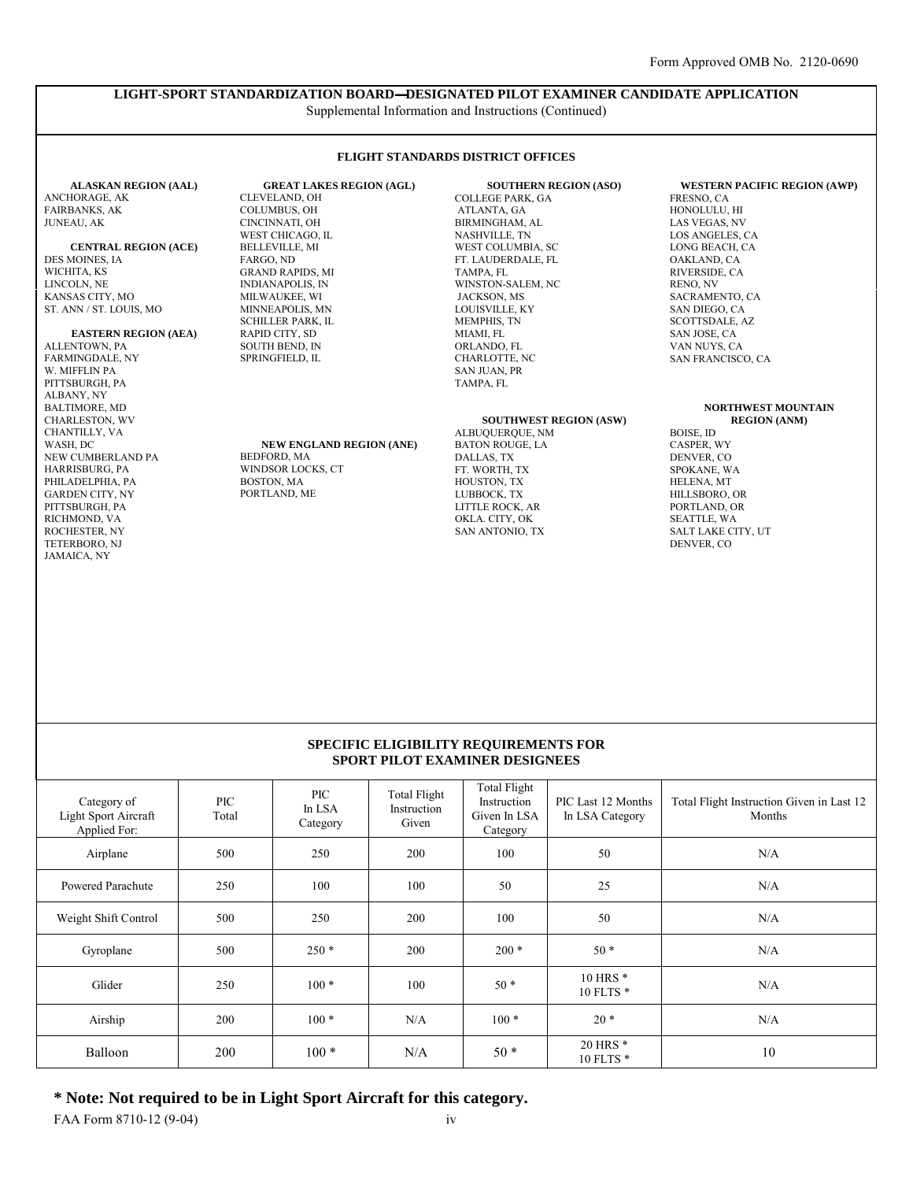Form Approved OMB No. 2120-0690

## LIGHT-SPORT STANDARDIZATION BOARD—DESIGNATED PILOT EXAMINER CANDIDATE APPLICATION

Supplemental Information and Instructions (Continued)

### FLIGHT STANDARDS DISTRICT OFFICES

**ALASKAN REGION (AAL)**
ANCHORAGE, AK
FAIRBANKS, AK
JUNEAU, AK

**CENTRAL REGION (ACE)**
DES MOINES, IA
WICHITA, KS
LINCOLN, NE
KANSAS CITY, MO
ST. ANN / ST. LOUIS, MO

**EASTERN REGION (AEA)**
ALLENTOWN, PA
FARMINGDALE, NY
W. MIFFLIN PA
PITTSBURGH, PA
ALBANY, NY
BALTIMORE, MD
CHARLESTON, WV
CHANTILLY, VA
WASH, DC
NEW CUMBERLAND PA
HARRISBURG, PA
PHILADELPHIA, PA
GARDEN CITY, NY
PITTSBURGH, PA
RICHMOND, VA
ROCHESTER, NY
TETERBORO, NJ
JAMAICA, NY

**GREAT LAKES REGION (AGL)**
CLEVELAND, OH
COLUMBUS, OH
CINCINNATI, OH
WEST CHICAGO, IL
BELLEVILLE, MI
FARGO, ND
GRAND RAPIDS, MI
INDIANAPOLIS, IN
MILWAUKEE, WI
MINNEAPOLIS, MN
SCHILLER PARK, IL
RAPID CITY, SD
SOUTH BEND, IN
SPRINGFIELD, IL

**NEW ENGLAND REGION (ANE)**
BEDFORD, MA
WINDSOR LOCKS, CT
BOSTON, MA
PORTLAND, ME

**SOUTHERN REGION (ASO)**
COLLEGE PARK, GA
ATLANTA, GA
BIRMINGHAM, AL
NASHVILLE, TN
WEST COLUMBIA, SC
FT. LAUDERDALE, FL
TAMPA, FL
WINSTON-SALEM, NC
JACKSON, MS
LOUISVILLE, KY
MEMPHIS, TN
MIAMI, FL
ORLANDO, FL
CHARLOTTE, NC
SAN JUAN, PR
TAMPA, FL

**SOUTHWEST REGION (ASW)**
ALBUQUERQUE, NM
BATON ROUGE, LA
DALLAS, TX
FT. WORTH, TX
HOUSTON, TX
LUBBOCK, TX
LITTLE ROCK, AR
OKLA. CITY, OK
SAN ANTONIO, TX

**WESTERN PACIFIC REGION (AWP)**
FRESNO, CA
HONOLULU, HI
LAS VEGAS, NV
LOS ANGELES, CA
LONG BEACH, CA
OAKLAND, CA
RIVERSIDE, CA
RENO, NV
SACRAMENTO, CA
SAN DIEGO, CA
SCOTTSDALE, AZ
SAN JOSE, CA
VAN NUYS, CA
SAN FRANCISCO, CA

**NORTHWEST MOUNTAIN REGION (ANM)**
BOISE, ID
CASPER, WY
DENVER, CO
SPOKANE, WA
HELENA, MT
HILLSBORO, OR
PORTLAND, OR
SEATTLE, WA
SALT LAKE CITY, UT
DENVER, CO

### SPECIFIC ELIGIBILITY REQUIREMENTS FOR SPORT PILOT EXAMINER DESIGNEES

| Category of Light Sport Aircraft Applied For: | PIC Total | PIC In LSA Category | Total Flight Instruction Given | Total Flight Instruction Given In LSA Category | PIC Last 12 Months In LSA Category | Total Flight Instruction Given in Last 12 Months |
|---|---|---|---|---|---|---|
| Airplane | 500 | 250 | 200 | 100 | 50 | N/A |
| Powered Parachute | 250 | 100 | 100 | 50 | 25 | N/A |
| Weight Shift Control | 500 | 250 | 200 | 100 | 50 | N/A |
| Gyroplane | 500 | 250 * | 200 | 200 * | 50 * | N/A |
| Glider | 250 | 100 * | 100 | 50 * | 10 HRS * 10 FLTS * | N/A |
| Airship | 200 | 100 * | N/A | 100 * | 20 * | N/A |
| Balloon | 200 | 100 * | N/A | 50 * | 20 HRS * 10 FLTS * | 10 |

**\* Note: Not required to be in Light Sport Aircraft for this category.**

FAA Form 8710-12 (9-04)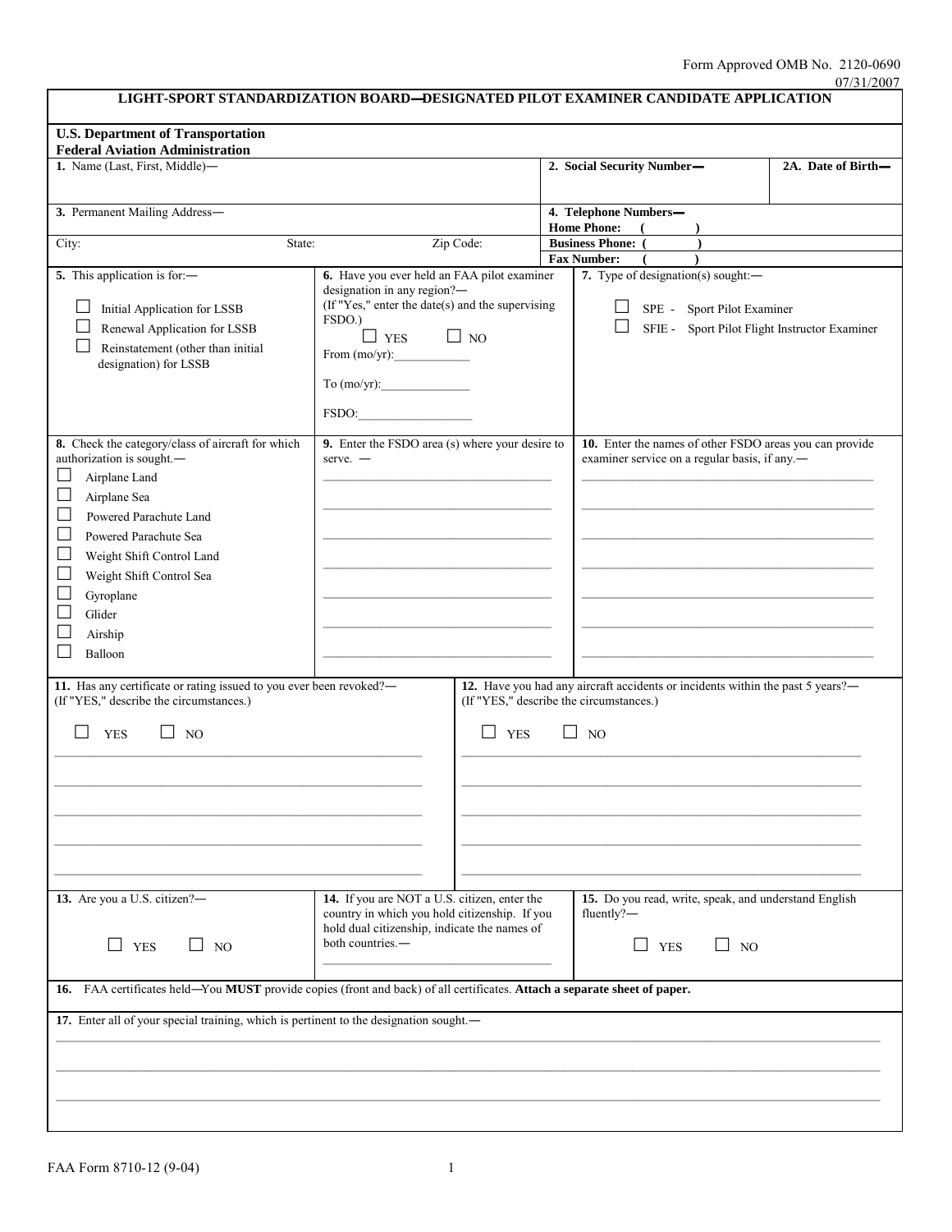Form Approved OMB No. 2120-0690
07/31/2007

# LIGHT-SPORT STANDARDIZATION BOARD—DESIGNATED PILOT EXAMINER CANDIDATE APPLICATION

**U.S. Department of Transportation**
**Federal Aviation Administration**

**1.** Name (Last, First, Middle)—

**2. Social Security Number—**

**2A. Date of Birth—**

**3.** Permanent Mailing Address—

City: State: Zip Code:

**4. Telephone Numbers—**
**Home Phone: ( )**
**Business Phone: ( )**
**Fax Number: ( )**

**5.** This application is for:—

☐ Initial Application for LSSB
☐ Renewal Application for LSSB
☐ Reinstatement (other than initial designation) for LSSB

**6.** Have you ever held an FAA pilot examiner designation in any region?—
(If "Yes," enter the date(s) and the supervising FSDO.)

☐ YES ☐ NO

From (mo/yr):____________

To (mo/yr):______________

FSDO:__________________

**7.** Type of designation(s) sought:—

☐ SPE - Sport Pilot Examiner
☐ SFIE - Sport Pilot Flight Instructor Examiner

**8.** Check the category/class of aircraft for which authorization is sought.—

☐ Airplane Land
☐ Airplane Sea
☐ Powered Parachute Land
☐ Powered Parachute Sea
☐ Weight Shift Control Land
☐ Weight Shift Control Sea
☐ Gyroplane
☐ Glider
☐ Airship
☐ Balloon

**9.** Enter the FSDO area (s) where your desire to serve. —

**10.** Enter the names of other FSDO areas you can provide examiner service on a regular basis, if any.—

**11.** Has any certificate or rating issued to you ever been revoked?—
(If "YES," describe the circumstances.)

☐ YES ☐ NO

**12.** Have you had any aircraft accidents or incidents within the past 5 years?—
(If "YES," describe the circumstances.)

☐ YES ☐ NO

**13.** Are you a U.S. citizen?—

☐ YES ☐ NO

**14.** If you are NOT a U.S. citizen, enter the country in which you hold citizenship. If you hold dual citizenship, indicate the names of both countries.—

**15.** Do you read, write, speak, and understand English fluently?—

☐ YES ☐ NO

**16.** FAA certificates held—You **MUST** provide copies (front and back) of all certificates. **Attach a separate sheet of paper.**

**17.** Enter all of your special training, which is pertinent to the designation sought.—

FAA Form 8710-12 (9-04)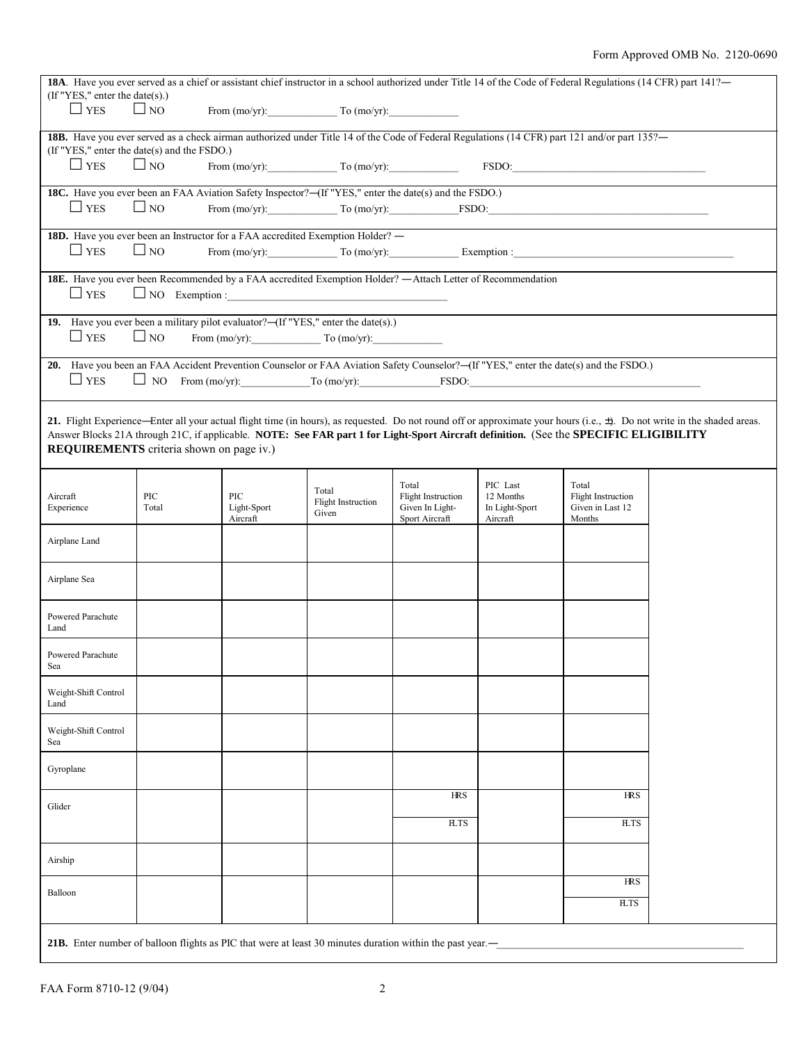Form Approved OMB No. 2120-0690

**18A**. Have you ever served as a chief or assistant chief instructor in a school authorized under Title 14 of the Code of Federal Regulations (14 CFR) part 141?— (If "YES," enter the date(s).)

☐ YES ☐ NO From (mo/yr):____________ To (mo/yr):____________

**18B.** Have you ever served as a check airman authorized under Title 14 of the Code of Federal Regulations (14 CFR) part 121 and/or part 135?— (If "YES," enter the date(s) and the FSDO.)

☐ YES ☐ NO From (mo/yr):____________ To (mo/yr):____________ FSDO:________________________________

**18C.** Have you ever been an FAA Aviation Safety Inspector?—(If "YES," enter the date(s) and the FSDO.)

☐ YES ☐ NO From (mo/yr):____________ To (mo/yr):____________FSDO:________________________________

**18D.** Have you ever been an Instructor for a FAA accredited Exemption Holder? —

☐ YES ☐ NO From (mo/yr):____________ To (mo/yr):____________ Exemption :________________________________

**18E.** Have you ever been Recommended by a FAA accredited Exemption Holder? —Attach Letter of Recommendation

☐ YES ☐ NO Exemption :________________________________

**19.** Have you ever been a military pilot evaluator?—(If "YES," enter the date(s).)

☐ YES ☐ NO From (mo/yr):____________ To (mo/yr):____________

**20.** Have you been an FAA Accident Prevention Counselor or FAA Aviation Safety Counselor?—(If "YES," enter the date(s) and the FSDO.)

☐ YES ☐ NO From (mo/yr):____________To (mo/yr):______________FSDO:________________________________

**21.** Flight Experience—Enter all your actual flight time (in hours), as requested. Do not round off or approximate your hours (i.e., ±). Do not write in the shaded areas. Answer Blocks 21A through 21C, if applicable. **NOTE: See FAR part 1 for Light-Sport Aircraft definition.** (See the **SPECIFIC ELIGIBILITY REQUIREMENTS** criteria shown on page iv.)

| Aircraft Experience | PIC Total | PIC Light-Sport Aircraft | Total Flight Instruction Given | Total Flight Instruction Given In Light-Sport Aircraft | PIC Last 12 Months In Light-Sport Aircraft | Total Flight Instruction Given in Last 12 Months | |
|---|---|---|---|---|---|---|---|
| Airplane Land | | | | | | | |
| Airplane Sea | | | | | | | |
| Powered Parachute Land | | | | | | | |
| Powered Parachute Sea | | | | | | | |
| Weight-Shift Control Land | | | | | | | |
| Weight-Shift Control Sea | | | | | | | |
| Gyroplane | | | | | | | |
| Glider | | | | HRS / FLTS | | HRS / FLTS | |
| Airship | | | | | | | |
| Balloon | | | | | | HRS / FLTS | |

**21B.** Enter number of balloon flights as PIC that were at least 30 minutes duration within the past year.—________________________________

FAA Form 8710-12 (9/04)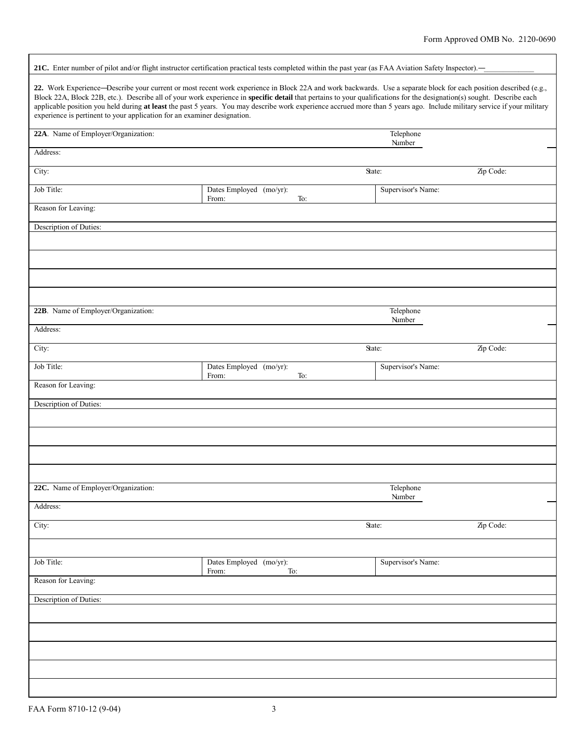Form Approved OMB No. 2120-0690

**21C.** Enter number of pilot and/or flight instructor certification practical tests completed within the past year (as FAA Aviation Safety Inspector).—_____________

**22.** Work Experience—Describe your current or most recent work experience in Block 22A and work backwards. Use a separate block for each position described (e.g., Block 22A, Block 22B, etc.). Describe all of your work experience in **specific detail** that pertains to your qualifications for the designation(s) sought. Describe each applicable position you held during **at least** the past 5 years. You may describe work experience accrued more than 5 years ago. Include military service if your military experience is pertinent to your application for an examiner designation.

| **22A**. Name of Employer/Organization: | | Telephone Number |
|---|---|---|
| Address: | | |
| City: | State: | Zip Code: |
| Job Title: | Dates Employed (mo/yr): From: To: | Supervisor's Name: |
| Reason for Leaving: | | |
| Description of Duties: | | |
| | | |
| | | |
| | | |
| | | |

| **22B**. Name of Employer/Organization: | | Telephone Number |
|---|---|---|
| Address: | | |
| City: | State: | Zip Code: |
| Job Title: | Dates Employed (mo/yr): From: To: | Supervisor's Name: |
| Reason for Leaving: | | |
| Description of Duties: | | |
| | | |
| | | |
| | | |
| | | |

| **22C.** Name of Employer/Organization: | | Telephone Number |
|---|---|---|
| Address: | | |
| City: | State: | Zip Code: |
| | | |
| Job Title: | Dates Employed (mo/yr): From: To: | Supervisor's Name: |
| Reason for Leaving: | | |
| Description of Duties: | | |
| | | |
| | | |
| | | |
| | | |
| | | |

FAA Form 8710-12 (9-04)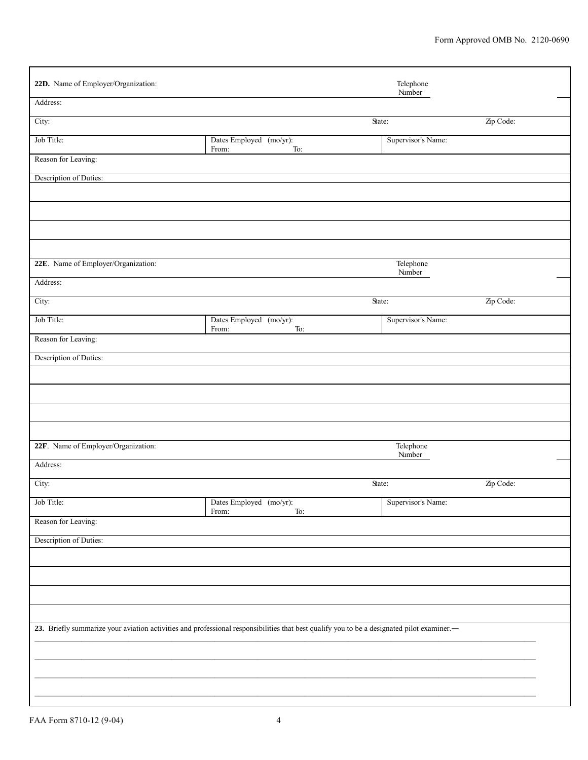Form Approved OMB No. 2120-0690

**22D.** Name of Employer/Organization: Telephone Number

Address:

City: State: Zip Code:

Job Title: | Dates Employed (mo/yr): From: To: | Supervisor's Name:

Reason for Leaving:

Description of Duties:

**22E**. Name of Employer/Organization: Telephone Number

Address:

City: State: Zip Code:

Job Title: | Dates Employed (mo/yr): From: To: | Supervisor's Name:

Reason for Leaving:

Description of Duties:

**22F**. Name of Employer/Organization: Telephone Number

Address:

City: State: Zip Code:

Job Title: | Dates Employed (mo/yr): From: To: | Supervisor's Name:

Reason for Leaving:

Description of Duties:

**23.** Briefly summarize your aviation activities and professional responsibilities that best qualify you to be a designated pilot examiner.—

FAA Form 8710-12 (9-04)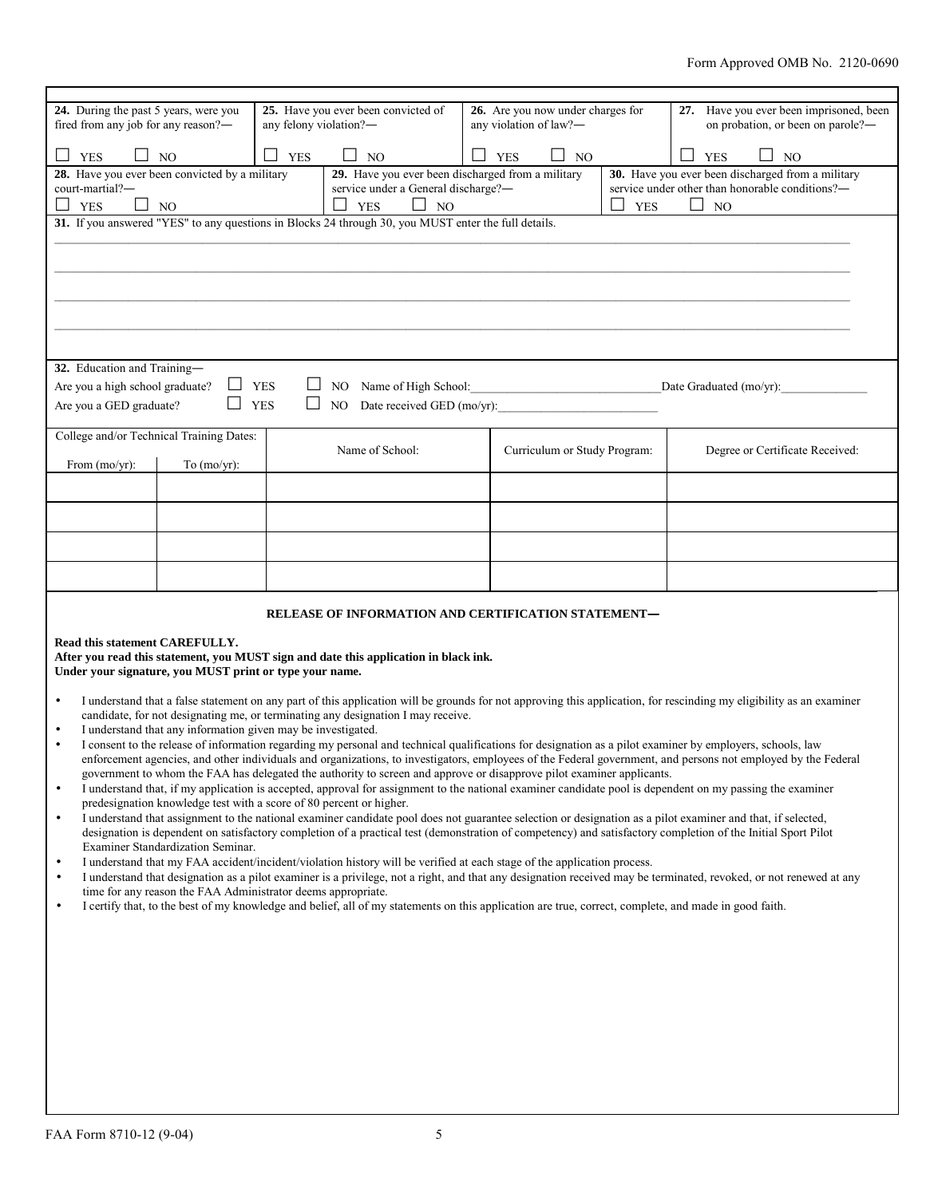Form Approved OMB No. 2120-0690

| **24.** During the past 5 years, were you fired from any job for any reason?— | **25.** Have you ever been convicted of any felony violation?— | **26.** Are you now under charges for any violation of law?— | **27.** Have you ever been imprisoned, been on probation, or been on parole?— |
|---|---|---|---|
| ☐ YES ☐ NO | ☐ YES ☐ NO | ☐ YES ☐ NO | ☐ YES ☐ NO |

| **28.** Have you ever been convicted by a military court-martial?— | **29.** Have you ever been discharged from a military service under a General discharge?— | **30.** Have you ever been discharged from a military service under other than honorable conditions?— |
|---|---|---|
| ☐ YES ☐ NO | ☐ YES ☐ NO | ☐ YES ☐ NO |

**31.** If you answered "YES" to any questions in Blocks 24 through 30, you MUST enter the full details.

______________________________________________________________________

______________________________________________________________________

______________________________________________________________________

______________________________________________________________________

**32.** Education and Training—

Are you a high school graduate? ☐ YES ☐ NO Name of High School:______________________________ Date Graduated (mo/yr):______________

Are you a GED graduate? ☐ YES ☐ NO Date received GED (mo/yr):__________________________

| College and/or Technical Training Dates: From (mo/yr): | To (mo/yr): | Name of School: | Curriculum or Study Program: | Degree or Certificate Received: |
|---|---|---|---|---|
| | | | | |
| | | | | |
| | | | | |
| | | | | |

**RELEASE OF INFORMATION AND CERTIFICATION STATEMENT—**

**Read this statement CAREFULLY.**
**After you read this statement, you MUST sign and date this application in black ink.**
**Under your signature, you MUST print or type your name.**

- I understand that a false statement on any part of this application will be grounds for not approving this application, for rescinding my eligibility as an examiner candidate, for not designating me, or terminating any designation I may receive.
- I understand that any information given may be investigated.
- I consent to the release of information regarding my personal and technical qualifications for designation as a pilot examiner by employers, schools, law enforcement agencies, and other individuals and organizations, to investigators, employees of the Federal government, and persons not employed by the Federal government to whom the FAA has delegated the authority to screen and approve or disapprove pilot examiner applicants.
- I understand that, if my application is accepted, approval for assignment to the national examiner candidate pool is dependent on my passing the examiner predesignation knowledge test with a score of 80 percent or higher.
- I understand that assignment to the national examiner candidate pool does not guarantee selection or designation as a pilot examiner and that, if selected, designation is dependent on satisfactory completion of a practical test (demonstration of competency) and satisfactory completion of the Initial Sport Pilot Examiner Standardization Seminar.
- I understand that my FAA accident/incident/violation history will be verified at each stage of the application process.
- I understand that designation as a pilot examiner is a privilege, not a right, and that any designation received may be terminated, revoked, or not renewed at any time for any reason the FAA Administrator deems appropriate.
- I certify that, to the best of my knowledge and belief, all of my statements on this application are true, correct, complete, and made in good faith.

FAA Form 8710-12 (9-04)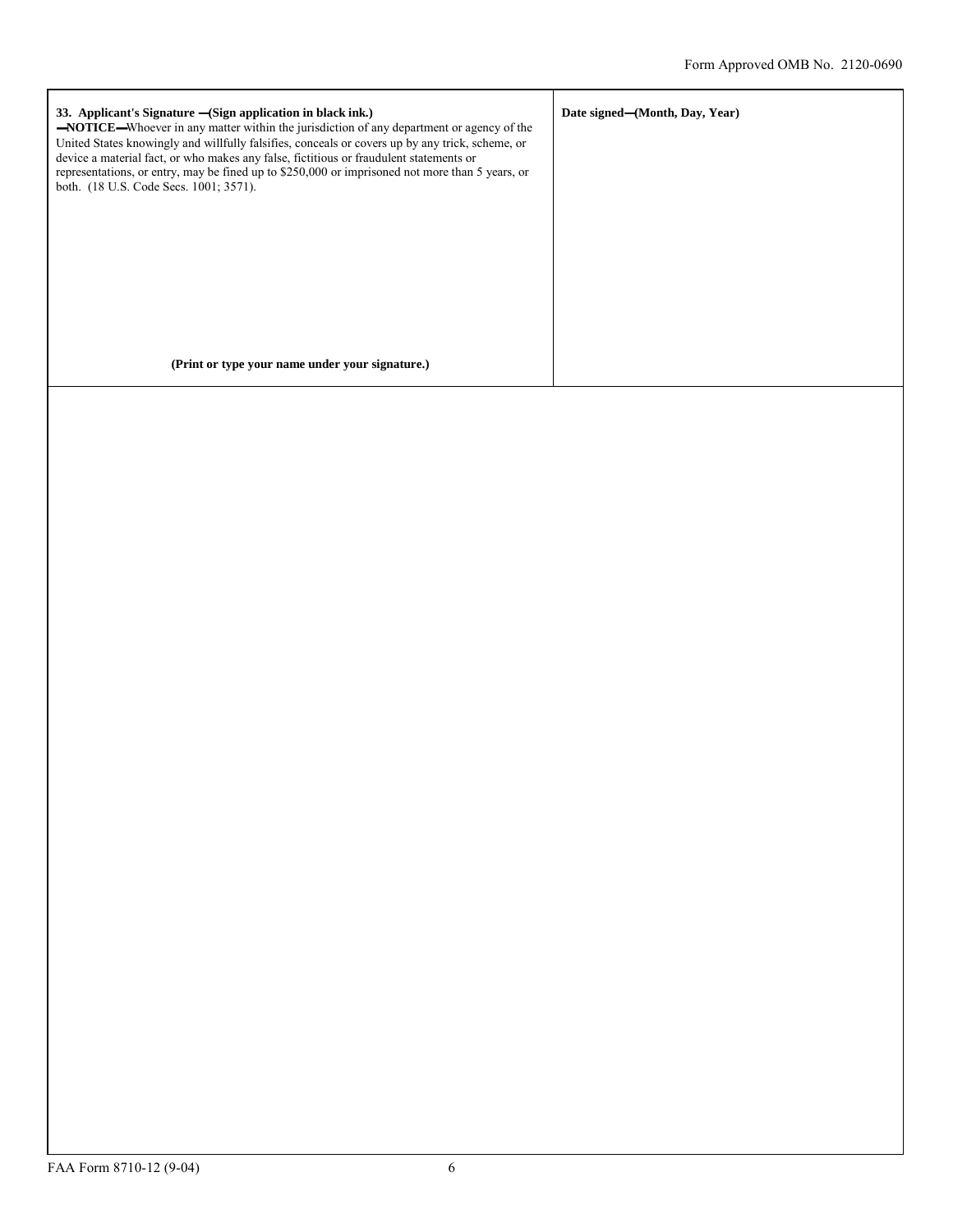Form Approved OMB No. 2120-0690

| **33. Applicant's Signature —(Sign application in black ink.)**<br>**—NOTICE—**Whoever in any matter within the jurisdiction of any department or agency of the United States knowingly and willfully falsifies, conceals or covers up by any trick, scheme, or device a material fact, or who makes any false, fictitious or fraudulent statements or representations, or entry, may be fined up to $250,000 or imprisoned not more than 5 years, or both. (18 U.S. Code Secs. 1001; 3571).<br><br>**(Print or type your name under your signature.)** | **Date signed—(Month, Day, Year)** |
| --- | --- |

FAA Form 8710-12 (9-04)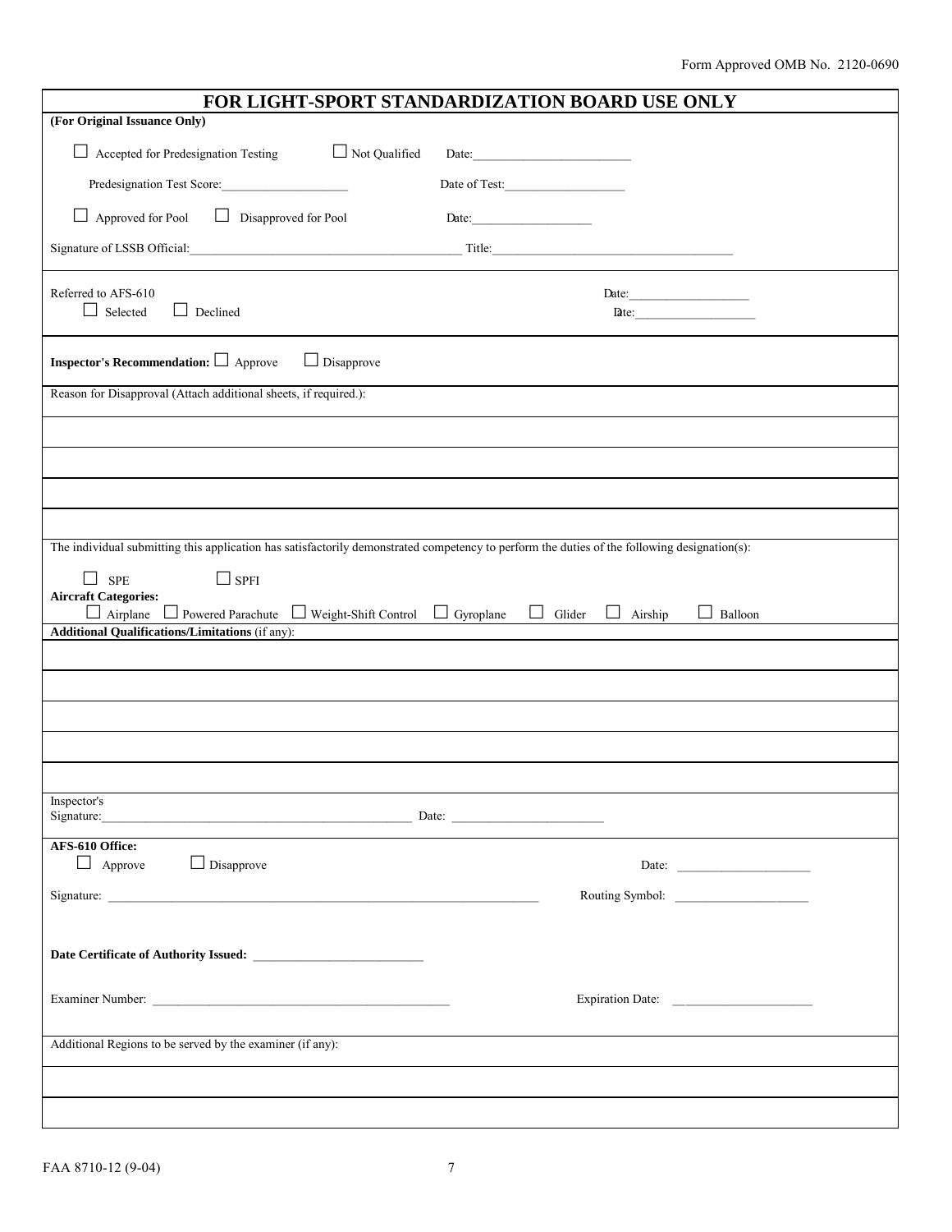Form Approved OMB No. 2120-0690

## FOR LIGHT-SPORT STANDARDIZATION BOARD USE ONLY

**(For Original Issuance Only)**

☐ Accepted for Predesignation Testing ☐ Not Qualified Date:\_\_\_\_\_\_\_\_\_\_\_\_\_\_\_\_\_\_\_\_

Predesignation Test Score:\_\_\_\_\_\_\_\_\_\_\_\_\_\_\_\_\_\_\_\_ Date of Test:\_\_\_\_\_\_\_\_\_\_\_\_\_\_\_\_\_\_\_\_

☐ Approved for Pool ☐ Disapproved for Pool Date:\_\_\_\_\_\_\_\_\_\_\_\_\_\_\_\_\_\_\_\_

Signature of LSSB Official:\_\_\_\_\_\_\_\_\_\_\_\_\_\_\_\_\_\_\_\_\_\_\_\_\_\_\_\_\_\_\_\_\_\_\_\_\_\_\_\_ Title:\_\_\_\_\_\_\_\_\_\_\_\_\_\_\_\_\_\_\_\_\_\_\_\_\_\_\_\_\_\_\_\_\_\_\_\_\_\_\_\_

Referred to AFS-610 Date:\_\_\_\_\_\_\_\_\_\_\_\_\_\_\_\_\_\_\_\_

☐ Selected ☐ Declined Date:\_\_\_\_\_\_\_\_\_\_\_\_\_\_\_\_\_\_\_\_

**Inspector's Recommendation:** ☐ Approve ☐ Disapprove

Reason for Disapproval (Attach additional sheets, if required.):

The individual submitting this application has satisfactorily demonstrated competency to perform the duties of the following designation(s):

☐ SPE ☐ SPFI

**Aircraft Categories:**

☐ Airplane ☐ Powered Parachute ☐ Weight-Shift Control ☐ Gyroplane ☐ Glider ☐ Airship ☐ Balloon

**Additional Qualifications/Limitations** (if any):

Inspector's Signature:\_\_\_\_\_\_\_\_\_\_\_\_\_\_\_\_\_\_\_\_\_\_\_\_\_\_\_\_\_\_\_\_\_\_\_\_\_\_\_\_ Date: \_\_\_\_\_\_\_\_\_\_\_\_\_\_\_\_\_\_\_\_

**AFS-610 Office:**

☐ Approve ☐ Disapprove Date: \_\_\_\_\_\_\_\_\_\_\_\_\_\_\_\_\_\_\_\_

Signature: \_\_\_\_\_\_\_\_\_\_\_\_\_\_\_\_\_\_\_\_\_\_\_\_\_\_\_\_\_\_\_\_\_\_\_\_\_\_\_\_ Routing Symbol: \_\_\_\_\_\_\_\_\_\_\_\_\_\_\_\_\_\_\_\_

**Date Certificate of Authority Issued:** \_\_\_\_\_\_\_\_\_\_\_\_\_\_\_\_\_\_\_\_

Examiner Number: \_\_\_\_\_\_\_\_\_\_\_\_\_\_\_\_\_\_\_\_\_\_\_\_\_\_\_\_\_\_\_\_\_\_\_\_\_\_\_\_ Expiration Date: \_\_\_\_\_\_\_\_\_\_\_\_\_\_\_\_\_\_\_\_

Additional Regions to be served by the examiner (if any):

FAA 8710-12 (9-04)